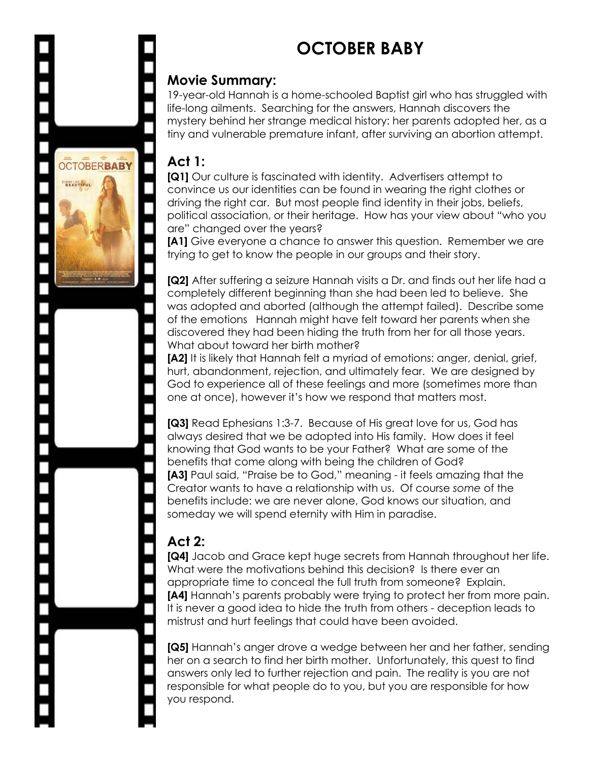# OCTOBER BABY

## Movie Summary:

19-year-old Hannah is a home-schooled Baptist girl who has struggled with life-long ailments. Searching for the answers, Hannah discovers the mystery behind her strange medical history: her parents adopted her, as a tiny and vulnerable premature infant, after surviving an abortion attempt.

## Act 1:

**[Q1]** Our culture is fascinated with identity. Advertisers attempt to convince us our identities can be found in wearing the right clothes or driving the right car. But most people find identity in their jobs, beliefs, political association, or their heritage. How has your view about "who you are" changed over the years?

**[A1]** Give everyone a chance to answer this question. Remember we are trying to get to know the people in our groups and their story.

**[Q2]** After suffering a seizure Hannah visits a Dr. and finds out her life had a completely different beginning than she had been led to believe. She was adopted and aborted (although the attempt failed). Describe some of the emotions Hannah might have felt toward her parents when she discovered they had been hiding the truth from her for all those years. What about toward her birth mother?

**[A2]** It is likely that Hannah felt a myriad of emotions: anger, denial, grief, hurt, abandonment, rejection, and ultimately fear. We are designed by God to experience all of these feelings and more (sometimes more than one at once), however it's how we respond that matters most.

**[Q3]** Read Ephesians 1:3-7. Because of His great love for us, God has always desired that we be adopted into His family. How does it feel knowing that God wants to be your Father? What are some of the benefits that come along with being the children of God?

**[A3]** Paul said, "Praise be to God," meaning - it feels amazing that the Creator wants to have a relationship with us. Of course *some* of the benefits include: we are never alone, God knows our situation, and someday we will spend eternity with Him in paradise.

## Act 2:

**[Q4]** Jacob and Grace kept huge secrets from Hannah throughout her life. What were the motivations behind this decision? Is there ever an appropriate time to conceal the full truth from someone? Explain.

**[A4]** Hannah's parents probably were trying to protect her from more pain. It is never a good idea to hide the truth from others - deception leads to mistrust and hurt feelings that could have been avoided.

**[Q5]** Hannah's anger drove a wedge between her and her father, sending her on a search to find her birth mother. Unfortunately, this quest to find answers only led to further rejection and pain. The reality is you are not responsible for what people do to you, but you are responsible for how you respond.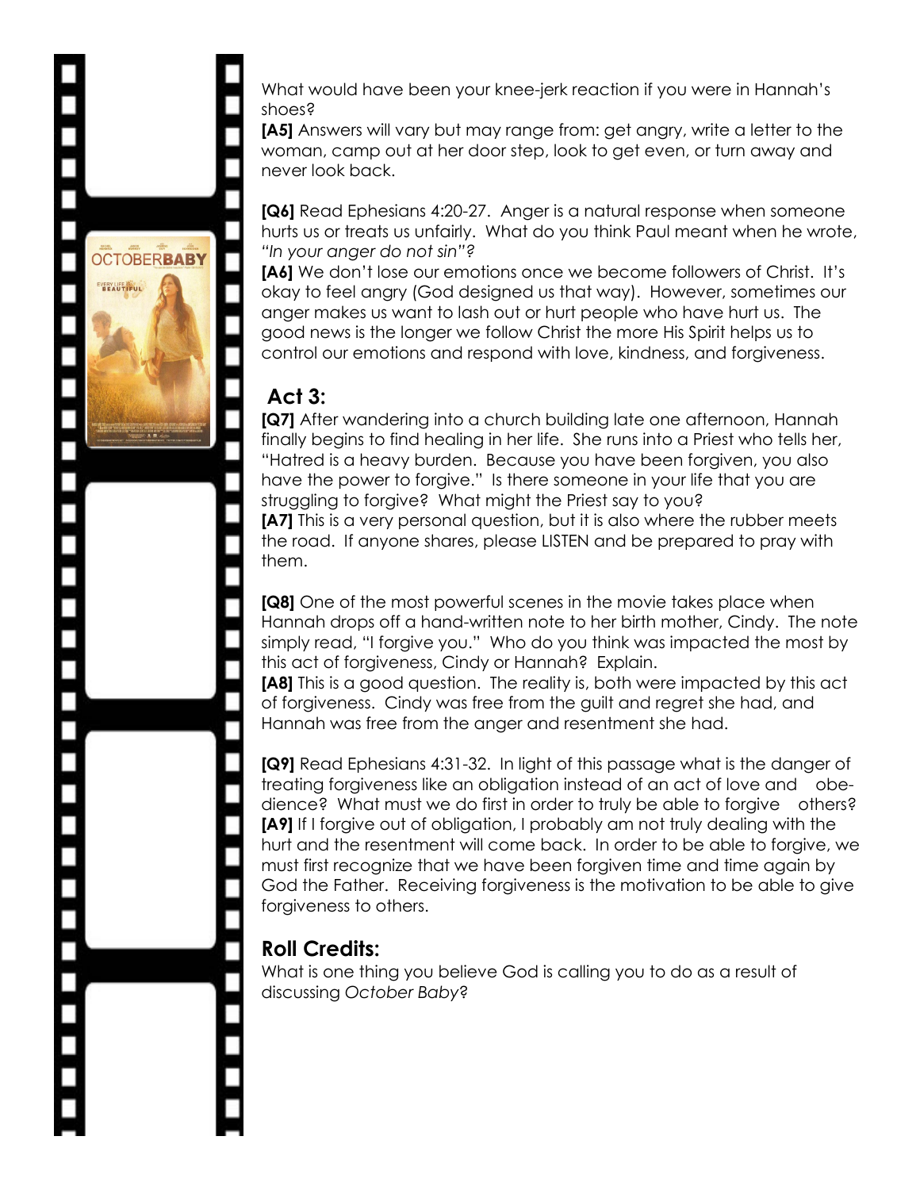What would have been your knee-jerk reaction if you were in Hannah's shoes?

**[A5]** Answers will vary but may range from: get angry, write a letter to the woman, camp out at her door step, look to get even, or turn away and never look back.

**[Q6]** Read Ephesians 4:20-27. Anger is a natural response when someone hurts us or treats us unfairly. What do you think Paul meant when he wrote, *"In your anger do not sin"?*

**[A6]** We don't lose our emotions once we become followers of Christ. It's okay to feel angry (God designed us that way). However, sometimes our anger makes us want to lash out or hurt people who have hurt us. The good news is the longer we follow Christ the more His Spirit helps us to control our emotions and respond with love, kindness, and forgiveness.

## Act 3:

**[Q7]** After wandering into a church building late one afternoon, Hannah finally begins to find healing in her life. She runs into a Priest who tells her, "Hatred is a heavy burden. Because you have been forgiven, you also have the power to forgive." Is there someone in your life that you are struggling to forgive? What might the Priest say to you?

**[A7]** This is a very personal question, but it is also where the rubber meets the road. If anyone shares, please LISTEN and be prepared to pray with them.

**[Q8]** One of the most powerful scenes in the movie takes place when Hannah drops off a hand-written note to her birth mother, Cindy. The note simply read, "I forgive you." Who do you think was impacted the most by this act of forgiveness, Cindy or Hannah? Explain.

**[A8]** This is a good question. The reality is, both were impacted by this act of forgiveness. Cindy was free from the guilt and regret she had, and Hannah was free from the anger and resentment she had.

**[Q9]** Read Ephesians 4:31-32. In light of this passage what is the danger of treating forgiveness like an obligation instead of an act of love and obedience? What must we do first in order to truly be able to forgive others?

**[A9]** If I forgive out of obligation, I probably am not truly dealing with the hurt and the resentment will come back. In order to be able to forgive, we must first recognize that we have been forgiven time and time again by God the Father. Receiving forgiveness is the motivation to be able to give forgiveness to others.

## Roll Credits:

What is one thing you believe God is calling you to do as a result of discussing *October Baby*?